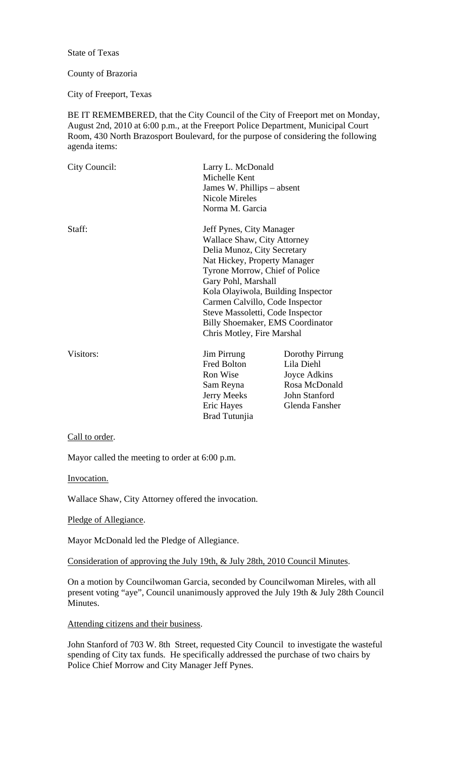State of Texas

County of Brazoria

City of Freeport, Texas

BE IT REMEMBERED, that the City Council of the City of Freeport met on Monday, August 2nd, 2010 at 6:00 p.m., at the Freeport Police Department, Municipal Court Room, 430 North Brazosport Boulevard, for the purpose of considering the following agenda items:

| | | |
|---|---|---|
| City Council: | Larry L. McDonald | |
| | Michelle Kent | |
| | James W. Phillips – absent | |
| | Nicole Mireles | |
| | Norma M. Garcia | |
| Staff: | Jeff Pynes, City Manager | |
| | Wallace Shaw, City Attorney | |
| | Delia Munoz, City Secretary | |
| | Nat Hickey, Property Manager | |
| | Tyrone Morrow, Chief of Police | |
| | Gary Pohl, Marshall | |
| | Kola Olayiwola, Building Inspector | |
| | Carmen Calvillo, Code Inspector | |
| | Steve Massoletti, Code Inspector | |
| | Billy Shoemaker, EMS Coordinator | |
| | Chris Motley, Fire Marshal | |
| Visitors: | Jim Pirrung | Dorothy Pirrung |
| | Fred Bolton | Lila Diehl |
| | Ron Wise | Joyce Adkins |
| | Sam Reyna | Rosa McDonald |
| | Jerry Meeks | John Stanford |
| | Eric Hayes | Glenda Fansher |
| | Brad Tutunjia | |

Call to order.

Mayor called the meeting to order at 6:00 p.m.

Invocation.

Wallace Shaw, City Attorney offered the invocation.

Pledge of Allegiance.

Mayor McDonald led the Pledge of Allegiance.

Consideration of approving the July 19th, & July 28th, 2010 Council Minutes.

On a motion by Councilwoman Garcia, seconded by Councilwoman Mireles, with all present voting "aye", Council unanimously approved the July 19th & July 28th Council Minutes.

Attending citizens and their business.

John Stanford of 703 W. 8th Street, requested City Council to investigate the wasteful spending of City tax funds. He specifically addressed the purchase of two chairs by Police Chief Morrow and City Manager Jeff Pynes.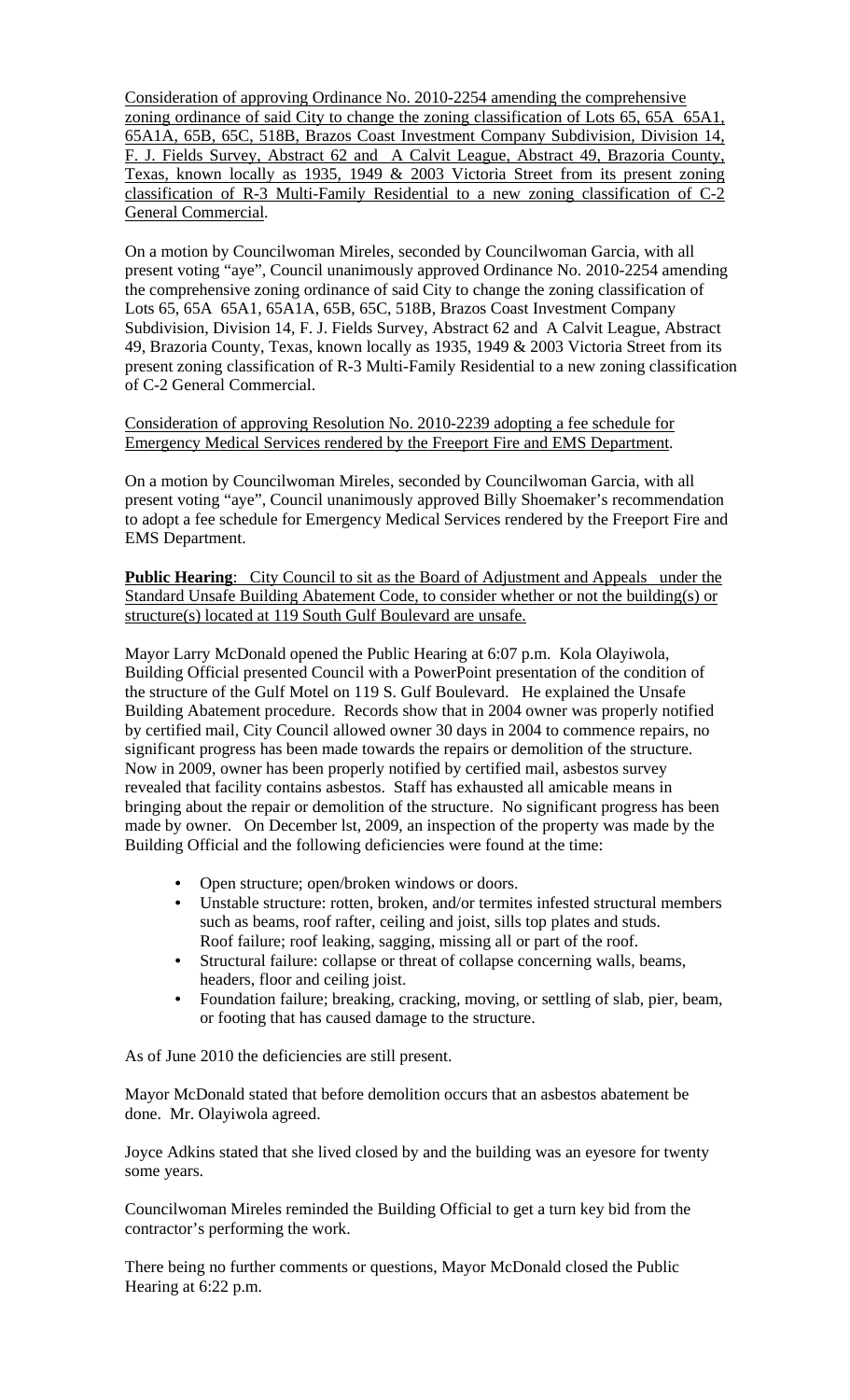Consideration of approving Ordinance No. 2010-2254 amending the comprehensive zoning ordinance of said City to change the zoning classification of Lots 65, 65A 65A1, 65A1A, 65B, 65C, 518B, Brazos Coast Investment Company Subdivision, Division 14, F. J. Fields Survey, Abstract 62 and A Calvit League, Abstract 49, Brazoria County, Texas, known locally as 1935, 1949 & 2003 Victoria Street from its present zoning classification of R-3 Multi-Family Residential to a new zoning classification of C-2 General Commercial.

On a motion by Councilwoman Mireles, seconded by Councilwoman Garcia, with all present voting "aye", Council unanimously approved Ordinance No. 2010-2254 amending the comprehensive zoning ordinance of said City to change the zoning classification of Lots 65, 65A 65A1, 65A1A, 65B, 65C, 518B, Brazos Coast Investment Company Subdivision, Division 14, F. J. Fields Survey, Abstract 62 and A Calvit League, Abstract 49, Brazoria County, Texas, known locally as 1935, 1949 & 2003 Victoria Street from its present zoning classification of R-3 Multi-Family Residential to a new zoning classification of C-2 General Commercial.

Consideration of approving Resolution No. 2010-2239 adopting a fee schedule for Emergency Medical Services rendered by the Freeport Fire and EMS Department.

On a motion by Councilwoman Mireles, seconded by Councilwoman Garcia, with all present voting "aye", Council unanimously approved Billy Shoemaker's recommendation to adopt a fee schedule for Emergency Medical Services rendered by the Freeport Fire and EMS Department.

**Public Hearing**: City Council to sit as the Board of Adjustment and Appeals under the Standard Unsafe Building Abatement Code, to consider whether or not the building(s) or structure(s) located at 119 South Gulf Boulevard are unsafe.

Mayor Larry McDonald opened the Public Hearing at 6:07 p.m. Kola Olayiwola, Building Official presented Council with a PowerPoint presentation of the condition of the structure of the Gulf Motel on 119 S. Gulf Boulevard. He explained the Unsafe Building Abatement procedure. Records show that in 2004 owner was properly notified by certified mail, City Council allowed owner 30 days in 2004 to commence repairs, no significant progress has been made towards the repairs or demolition of the structure. Now in 2009, owner has been properly notified by certified mail, asbestos survey revealed that facility contains asbestos. Staff has exhausted all amicable means in bringing about the repair or demolition of the structure. No significant progress has been made by owner. On December lst, 2009, an inspection of the property was made by the Building Official and the following deficiencies were found at the time:

- Open structure; open/broken windows or doors.
- Unstable structure: rotten, broken, and/or termites infested structural members such as beams, roof rafter, ceiling and joist, sills top plates and studs. Roof failure; roof leaking, sagging, missing all or part of the roof.
- Structural failure: collapse or threat of collapse concerning walls, beams, headers, floor and ceiling joist.
- Foundation failure; breaking, cracking, moving, or settling of slab, pier, beam, or footing that has caused damage to the structure.

As of June 2010 the deficiencies are still present.

Mayor McDonald stated that before demolition occurs that an asbestos abatement be done. Mr. Olayiwola agreed.

Joyce Adkins stated that she lived closed by and the building was an eyesore for twenty some years.

Councilwoman Mireles reminded the Building Official to get a turn key bid from the contractor's performing the work.

There being no further comments or questions, Mayor McDonald closed the Public Hearing at 6:22 p.m.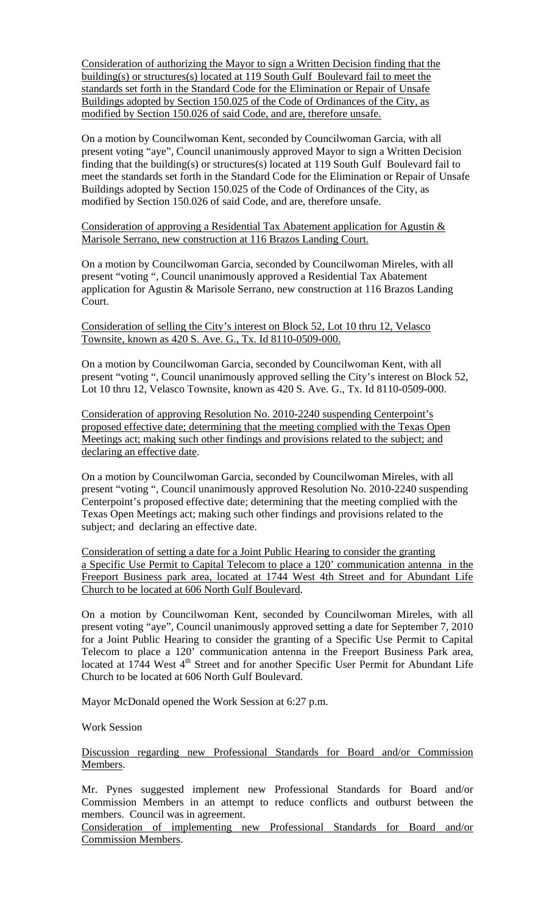<u>Consideration of authorizing the Mayor to sign a Written Decision finding that the building(s) or structures(s) located at 119 South Gulf Boulevard fail to meet the standards set forth in the Standard Code for the Elimination or Repair of Unsafe Buildings adopted by Section 150.025 of the Code of Ordinances of the City, as modified by Section 150.026 of said Code, and are, therefore unsafe.</u>

On a motion by Councilwoman Kent, seconded by Councilwoman Garcia, with all present voting "aye", Council unanimously approved Mayor to sign a Written Decision finding that the building(s) or structures(s) located at 119 South Gulf Boulevard fail to meet the standards set forth in the Standard Code for the Elimination or Repair of Unsafe Buildings adopted by Section 150.025 of the Code of Ordinances of the City, as modified by Section 150.026 of said Code, and are, therefore unsafe.

<u>Consideration of approving a Residential Tax Abatement application for Agustin & Marisole Serrano, new construction at 116 Brazos Landing Court.</u>

On a motion by Councilwoman Garcia, seconded by Councilwoman Mireles, with all present "voting ", Council unanimously approved a Residential Tax Abatement application for Agustin & Marisole Serrano, new construction at 116 Brazos Landing Court.

<u>Consideration of selling the City's interest on Block 52, Lot 10 thru 12, Velasco Townsite, known as 420 S. Ave. G., Tx. Id 8110-0509-000.</u>

On a motion by Councilwoman Garcia, seconded by Councilwoman Kent, with all present "voting ", Council unanimously approved selling the City's interest on Block 52, Lot 10 thru 12, Velasco Townsite, known as 420 S. Ave. G., Tx. Id 8110-0509-000.

<u>Consideration of approving Resolution No. 2010-2240 suspending Centerpoint's proposed effective date; determining that the meeting complied with the Texas Open Meetings act; making such other findings and provisions related to the subject; and declaring an effective date.</u>

On a motion by Councilwoman Garcia, seconded by Councilwoman Mireles, with all present "voting ", Council unanimously approved Resolution No. 2010-2240 suspending Centerpoint's proposed effective date; determining that the meeting complied with the Texas Open Meetings act; making such other findings and provisions related to the subject; and declaring an effective date.

<u>Consideration of setting a date for a Joint Public Hearing to consider the granting a Specific Use Permit to Capital Telecom to place a 120' communication antenna in the Freeport Business park area, located at 1744 West 4th Street and for Abundant Life Church to be located at 606 North Gulf Boulevard.</u>

On a motion by Councilwoman Kent, seconded by Councilwoman Mireles, with all present voting "aye", Council unanimously approved setting a date for September 7, 2010 for a Joint Public Hearing to consider the granting of a Specific Use Permit to Capital Telecom to place a 120' communication antenna in the Freeport Business Park area, located at 1744 West 4th Street and for another Specific User Permit for Abundant Life Church to be located at 606 North Gulf Boulevard.

Mayor McDonald opened the Work Session at 6:27 p.m.

Work Session

<u>Discussion regarding new Professional Standards for Board and/or Commission Members.</u>

Mr. Pynes suggested implement new Professional Standards for Board and/or Commission Members in an attempt to reduce conflicts and outburst between the members. Council was in agreement.

<u>Consideration of implementing new Professional Standards for Board and/or Commission Members.</u>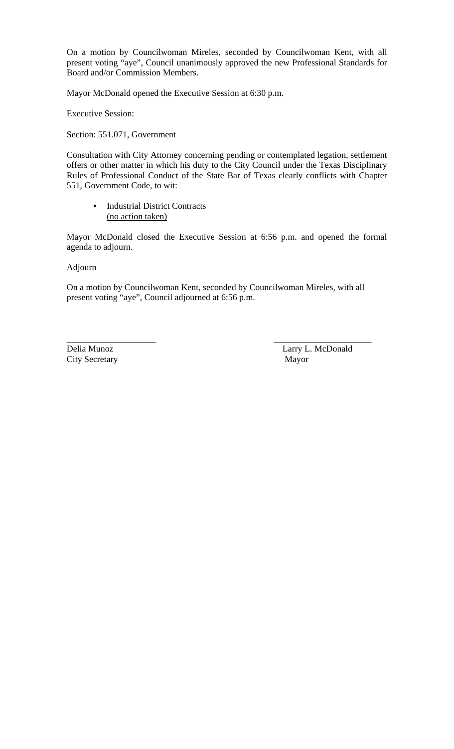On a motion by Councilwoman Mireles, seconded by Councilwoman Kent, with all present voting "aye", Council unanimously approved the new Professional Standards for Board and/or Commission Members.

Mayor McDonald opened the Executive Session at 6:30 p.m.

Executive Session:

Section: 551.071, Government

Consultation with City Attorney concerning pending or contemplated legation, settlement offers or other matter in which his duty to the City Council under the Texas Disciplinary Rules of Professional Conduct of the State Bar of Texas clearly conflicts with Chapter 551, Government Code, to wit:

- Industrial District Contracts
  <u>(no action taken)</u>

Mayor McDonald closed the Executive Session at 6:56 p.m. and opened the formal agenda to adjourn.

Adjourn

On a motion by Councilwoman Kent, seconded by Councilwoman Mireles, with all present voting "aye", Council adjourned at 6:56 p.m.

____________________ ______________________

Delia Munoz
City Secretary

Larry L. McDonald
Mayor